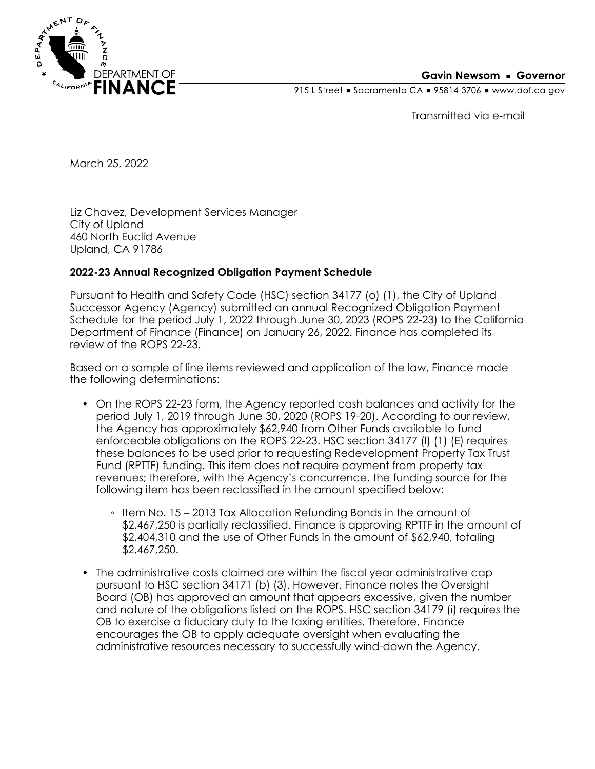DEPARTMENT OF **FINANCE**

**Gavin Newsom ▪ Governor**

915 L Street ▪ Sacramento CA ▪ 95814-3706 ▪ www.dof.ca.gov

Transmitted via e-mail

March 25, 2022

Liz Chavez, Development Services Manager
City of Upland
460 North Euclid Avenue
Upland, CA 91786

**2022-23 Annual Recognized Obligation Payment Schedule**

Pursuant to Health and Safety Code (HSC) section 34177 (o) (1), the City of Upland Successor Agency (Agency) submitted an annual Recognized Obligation Payment Schedule for the period July 1, 2022 through June 30, 2023 (ROPS 22-23) to the California Department of Finance (Finance) on January 26, 2022. Finance has completed its review of the ROPS 22-23.

Based on a sample of line items reviewed and application of the law, Finance made the following determinations:

- On the ROPS 22-23 form, the Agency reported cash balances and activity for the period July 1, 2019 through June 30, 2020 (ROPS 19-20). According to our review, the Agency has approximately $62,940 from Other Funds available to fund enforceable obligations on the ROPS 22-23. HSC section 34177 (l) (1) (E) requires these balances to be used prior to requesting Redevelopment Property Tax Trust Fund (RPTTF) funding. This item does not require payment from property tax revenues; therefore, with the Agency's concurrence, the funding source for the following item has been reclassified in the amount specified below:
    - Item No. 15 – 2013 Tax Allocation Refunding Bonds in the amount of $2,467,250 is partially reclassified. Finance is approving RPTTF in the amount of $2,404,310 and the use of Other Funds in the amount of $62,940, totaling $2,467,250.
- The administrative costs claimed are within the fiscal year administrative cap pursuant to HSC section 34171 (b) (3). However, Finance notes the Oversight Board (OB) has approved an amount that appears excessive, given the number and nature of the obligations listed on the ROPS. HSC section 34179 (i) requires the OB to exercise a fiduciary duty to the taxing entities. Therefore, Finance encourages the OB to apply adequate oversight when evaluating the administrative resources necessary to successfully wind-down the Agency.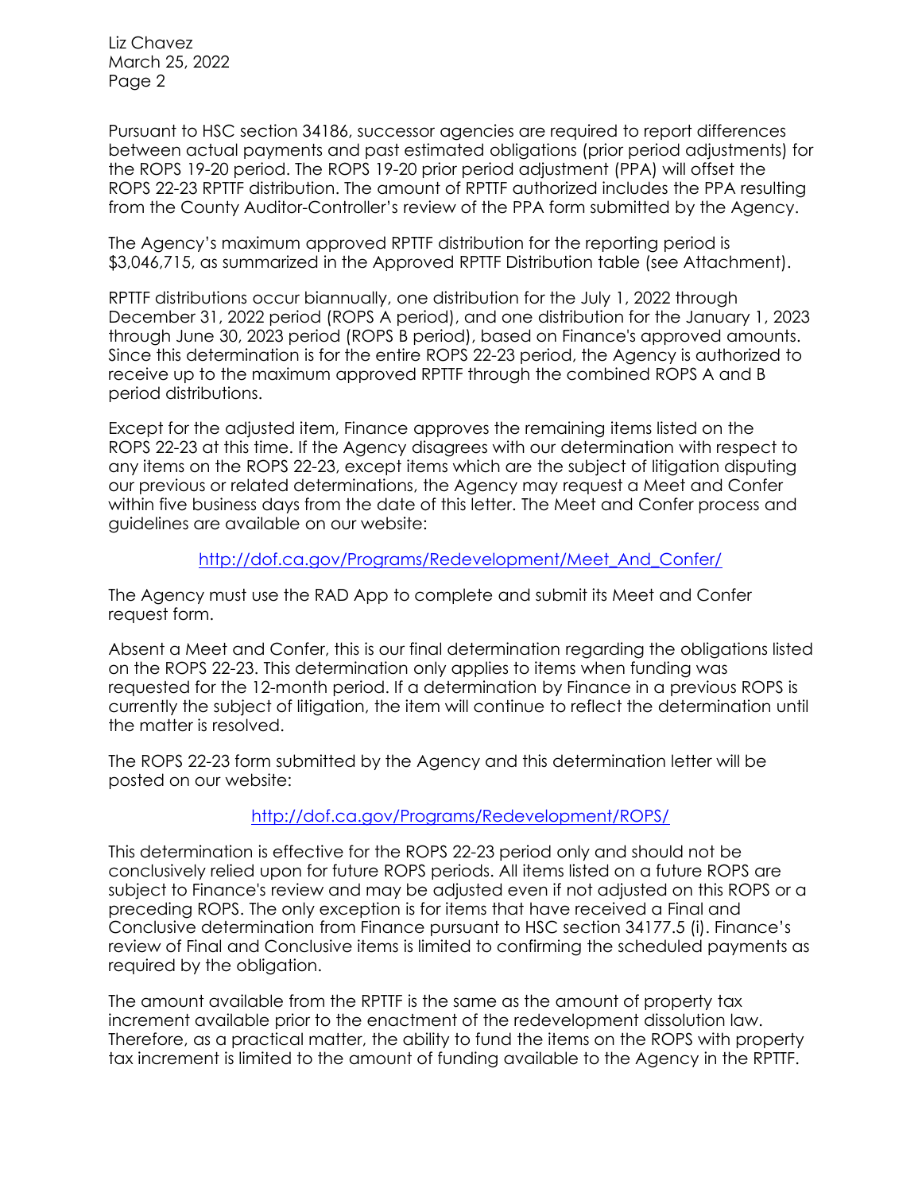Pursuant to HSC section 34186, successor agencies are required to report differences between actual payments and past estimated obligations (prior period adjustments) for the ROPS 19-20 period. The ROPS 19-20 prior period adjustment (PPA) will offset the ROPS 22-23 RPTTF distribution. The amount of RPTTF authorized includes the PPA resulting from the County Auditor-Controller's review of the PPA form submitted by the Agency.

The Agency's maximum approved RPTTF distribution for the reporting period is $3,046,715, as summarized in the Approved RPTTF Distribution table (see Attachment).

RPTTF distributions occur biannually, one distribution for the July 1, 2022 through December 31, 2022 period (ROPS A period), and one distribution for the January 1, 2023 through June 30, 2023 period (ROPS B period), based on Finance's approved amounts. Since this determination is for the entire ROPS 22-23 period, the Agency is authorized to receive up to the maximum approved RPTTF through the combined ROPS A and B period distributions.

Except for the adjusted item, Finance approves the remaining items listed on the ROPS 22-23 at this time. If the Agency disagrees with our determination with respect to any items on the ROPS 22-23, except items which are the subject of litigation disputing our previous or related determinations, the Agency may request a Meet and Confer within five business days from the date of this letter. The Meet and Confer process and guidelines are available on our website:

http://dof.ca.gov/Programs/Redevelopment/Meet_And_Confer/

The Agency must use the RAD App to complete and submit its Meet and Confer request form.

Absent a Meet and Confer, this is our final determination regarding the obligations listed on the ROPS 22-23. This determination only applies to items when funding was requested for the 12-month period. If a determination by Finance in a previous ROPS is currently the subject of litigation, the item will continue to reflect the determination until the matter is resolved.

The ROPS 22-23 form submitted by the Agency and this determination letter will be posted on our website:

http://dof.ca.gov/Programs/Redevelopment/ROPS/

This determination is effective for the ROPS 22-23 period only and should not be conclusively relied upon for future ROPS periods. All items listed on a future ROPS are subject to Finance's review and may be adjusted even if not adjusted on this ROPS or a preceding ROPS. The only exception is for items that have received a Final and Conclusive determination from Finance pursuant to HSC section 34177.5 (i). Finance's review of Final and Conclusive items is limited to confirming the scheduled payments as required by the obligation.

The amount available from the RPTTF is the same as the amount of property tax increment available prior to the enactment of the redevelopment dissolution law. Therefore, as a practical matter, the ability to fund the items on the ROPS with property tax increment is limited to the amount of funding available to the Agency in the RPTTF.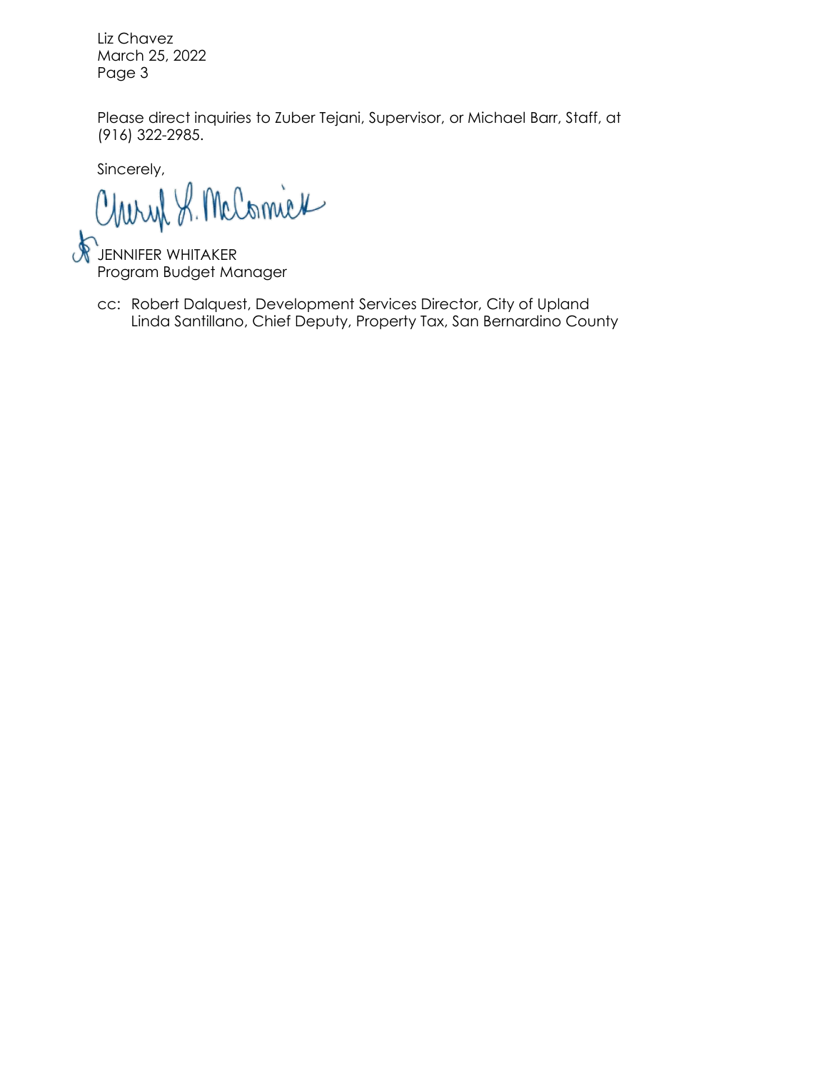Please direct inquiries to Zuber Tejani, Supervisor, or Michael Barr, Staff, at (916) 322-2985.

Sincerely,

Cheryl L. McCormick

JENNIFER WHITAKER
Program Budget Manager

cc: Robert Dalquest, Development Services Director, City of Upland
Linda Santillano, Chief Deputy, Property Tax, San Bernardino County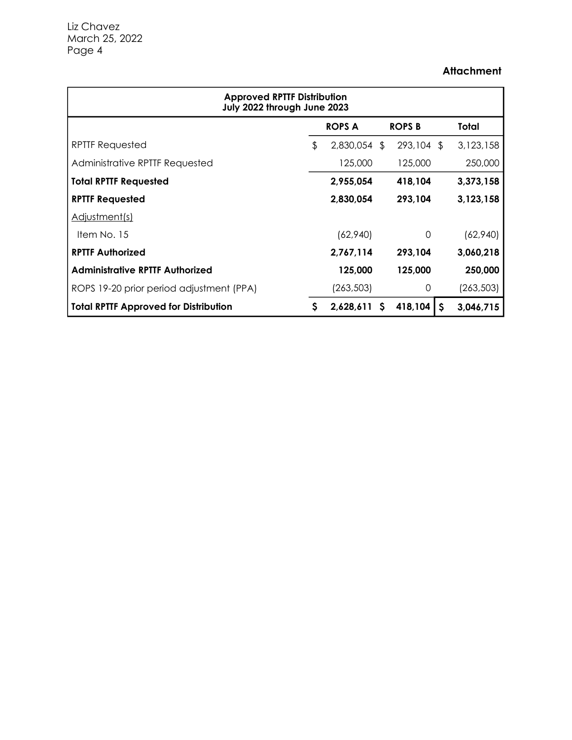**Attachment**

| Approved RPTTF Distribution<br>July 2022 through June 2023 | | | |
|---|---|---|---|
| | **ROPS A** | **ROPS B** | **Total** |
| RPTTF Requested | $ 2,830,054 | $ 293,104 | $ 3,123,158 |
| Administrative RPTTF Requested | 125,000 | 125,000 | 250,000 |
| **Total RPTTF Requested** | **2,955,054** | **418,104** | **3,373,158** |
| **RPTTF Requested** | **2,830,054** | **293,104** | **3,123,158** |
| Adjustment(s) | | | |
| Item No. 15 | (62,940) | 0 | (62,940) |
| **RPTTF Authorized** | **2,767,114** | **293,104** | **3,060,218** |
| **Administrative RPTTF Authorized** | **125,000** | **125,000** | **250,000** |
| ROPS 19-20 prior period adjustment (PPA) | (263,503) | 0 | (263,503) |
| **Total RPTTF Approved for Distribution** | **$ 2,628,611** | **$ 418,104** | **$ 3,046,715** |